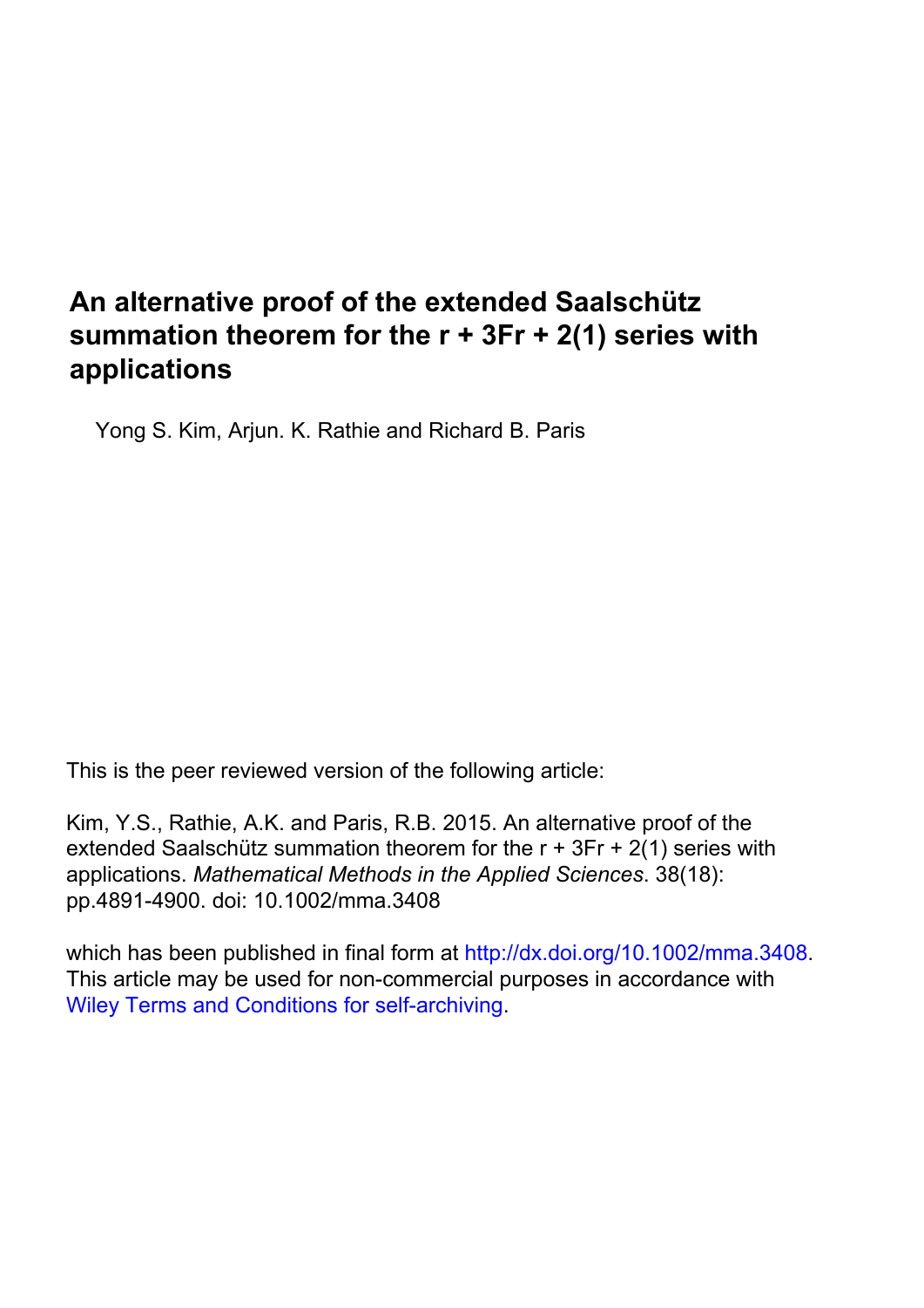# An alternative proof of the extended Saalschütz summation theorem for the r + 3Fr + 2(1) series with applications

Yong S. Kim, Arjun. K. Rathie and Richard B. Paris

This is the peer reviewed version of the following article:

Kim, Y.S., Rathie, A.K. and Paris, R.B. 2015. An alternative proof of the extended Saalschütz summation theorem for the r + 3Fr + 2(1) series with applications. *Mathematical Methods in the Applied Sciences*. 38(18): pp.4891-4900. doi: 10.1002/mma.3408

which has been published in final form at http://dx.doi.org/10.1002/mma.3408. This article may be used for non-commercial purposes in accordance with Wiley Terms and Conditions for self-archiving.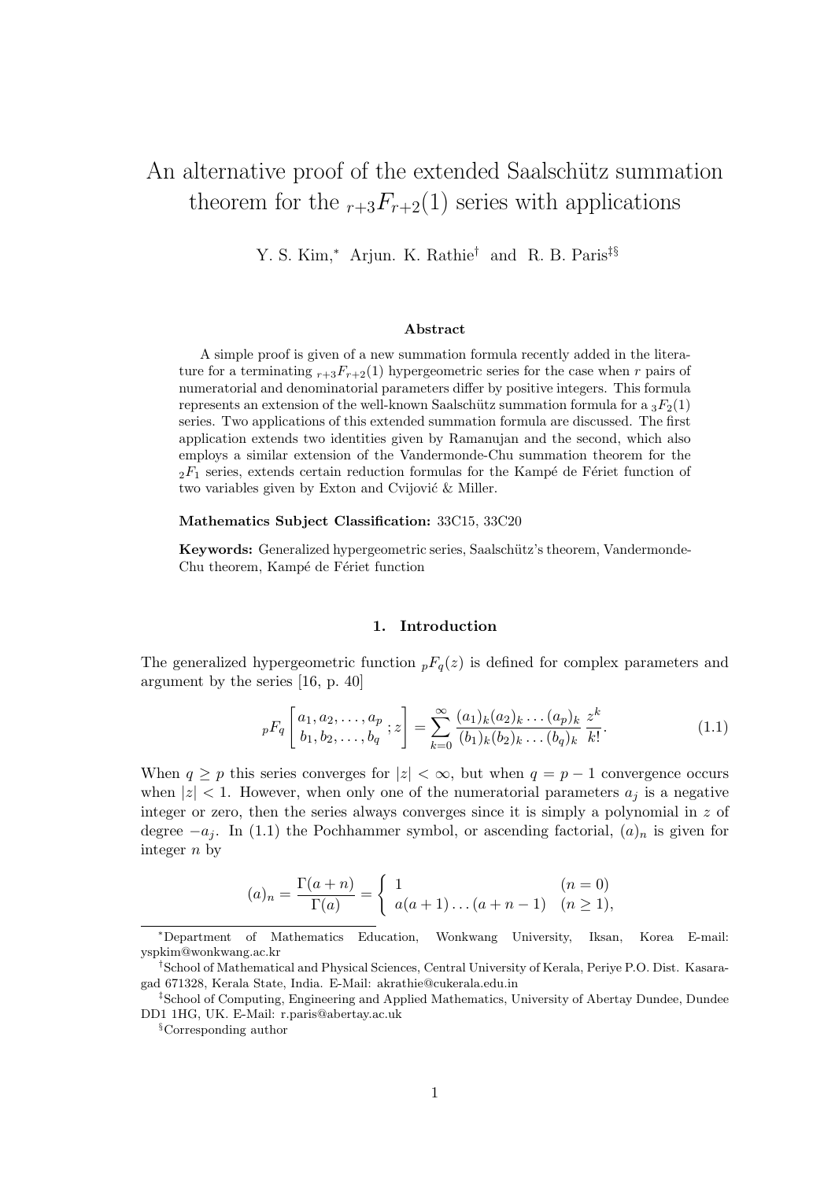# An alternative proof of the extended Saalschütz summation theorem for the ${}_{r+3}F_{r+2}(1)$ series with applications

Y. S. Kim,[*] Arjun. K. Rathie[†] and R. B. Paris[‡§]

### Abstract

A simple proof is given of a new summation formula recently added in the literature for a terminating ${}_{r+3}F_{r+2}(1)$ hypergeometric series for the case when $r$ pairs of numeratorial and denominatorial parameters differ by positive integers. This formula represents an extension of the well-known Saalschütz summation formula for a ${}_3F_2(1)$ series. Two applications of this extended summation formula are discussed. The first application extends two identities given by Ramanujan and the second, which also employs a similar extension of the Vandermonde-Chu summation theorem for the ${}_2F_1$ series, extends certain reduction formulas for the Kampé de Fériet function of two variables given by Exton and Cvijović & Miller.

**Mathematics Subject Classification:** 33C15, 33C20

**Keywords:** Generalized hypergeometric series, Saalschütz's theorem, Vandermonde-Chu theorem, Kampé de Fériet function

## 1. Introduction

The generalized hypergeometric function ${}_pF_q(z)$ is defined for complex parameters and argument by the series [16, p. 40]

$$
{}_pF_q\left[\begin{array}{c}a_1, a_2, \ldots, a_p\\ b_1, b_2, \ldots, b_q\end{array}; z\right] = \sum_{k=0}^{\infty} \frac{(a_1)_k (a_2)_k \ldots (a_p)_k}{(b_1)_k (b_2)_k \ldots (b_q)_k} \frac{z^k}{k!}. \tag{1.1}
$$

When $q \geq p$ this series converges for $|z| < \infty$, but when $q = p - 1$ convergence occurs when $|z| < 1$. However, when only one of the numeratorial parameters $a_j$ is a negative integer or zero, then the series always converges since it is simply a polynomial in $z$ of degree $-a_j$. In (1.1) the Pochhammer symbol, or ascending factorial, $(a)_n$ is given for integer $n$ by

$$
(a)_n = \frac{\Gamma(a+n)}{\Gamma(a)} = \left\{\begin{array}{ll} 1 & (n = 0) \\ a(a+1)\ldots(a+n-1) & (n \geq 1), \end{array}\right.
$$

---

[*]Department of Mathematics Education, Wonkwang University, Iksan, Korea E-mail: yspkim@wonkwang.ac.kr

[†]School of Mathematical and Physical Sciences, Central University of Kerala, Periye P.O. Dist. Kasaragad 671328, Kerala State, India. E-Mail: akrathie@cukerala.edu.in

[‡]School of Computing, Engineering and Applied Mathematics, University of Abertay Dundee, Dundee DD1 1HG, UK. E-Mail: r.paris@abertay.ac.uk

[§]Corresponding author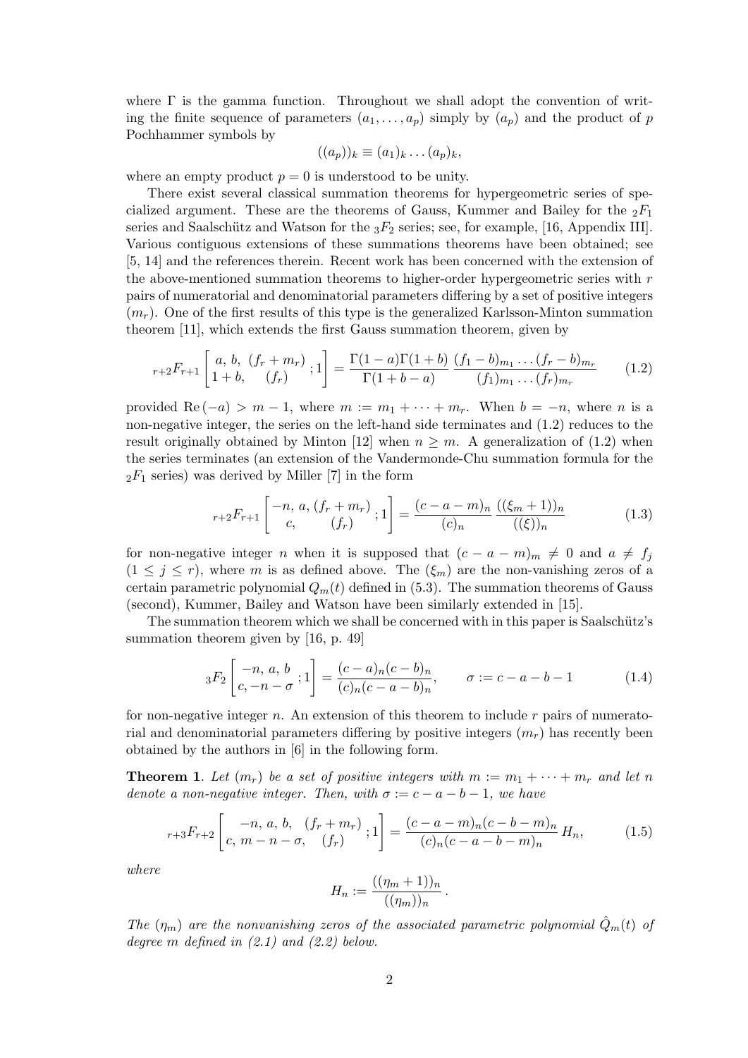where $\Gamma$ is the gamma function. Throughout we shall adopt the convention of writing the finite sequence of parameters $(a_1, \ldots, a_p)$ simply by $(a_p)$ and the product of $p$ Pochhammer symbols by

$$((a_p))_k \equiv (a_1)_k \ldots (a_p)_k,$$

where an empty product $p = 0$ is understood to be unity.

There exist several classical summation theorems for hypergeometric series of specialized argument. These are the theorems of Gauss, Kummer and Bailey for the ${}_2F_1$ series and Saalschütz and Watson for the ${}_3F_2$ series; see, for example, [16, Appendix III]. Various contiguous extensions of these summations theorems have been obtained; see [5, 14] and the references therein. Recent work has been concerned with the extension of the above-mentioned summation theorems to higher-order hypergeometric series with $r$ pairs of numeratorial and denominatorial parameters differing by a set of positive integers $(m_r)$. One of the first results of this type is the generalized Karlsson-Minton summation theorem [11], which extends the first Gauss summation theorem, given by

$$ {}_{r+2}F_{r+1}\left[\begin{matrix} a,\, b,\, (f_r+m_r) \\ 1+b, \quad (f_r) \end{matrix};1\right] = \frac{\Gamma(1-a)\Gamma(1+b)}{\Gamma(1+b-a)}\,\frac{(f_1-b)_{m_1}\ldots(f_r-b)_{m_r}}{(f_1)_{m_1}\ldots(f_r)_{m_r}} \tag{1.2}$$

provided $\mathrm{Re}\,(-a) > m-1$, where $m := m_1 + \cdots + m_r$. When $b = -n$, where $n$ is a non-negative integer, the series on the left-hand side terminates and (1.2) reduces to the result originally obtained by Minton [12] when $n \geq m$. A generalization of (1.2) when the series terminates (an extension of the Vandermonde-Chu summation formula for the ${}_2F_1$ series) was derived by Miller [7] in the form

$$ {}_{r+2}F_{r+1}\left[\begin{matrix} -n,\, a,\, (f_r+m_r) \\ c, \qquad (f_r) \end{matrix};1\right] = \frac{(c-a-m)_n}{(c)_n}\,\frac{((\xi_m+1))_n}{((\xi))_n} \tag{1.3}$$

for non-negative integer $n$ when it is supposed that $(c-a-m)_m \neq 0$ and $a \neq f_j$ $(1 \leq j \leq r)$, where $m$ is as defined above. The $(\xi_m)$ are the non-vanishing zeros of a certain parametric polynomial $Q_m(t)$ defined in (5.3). The summation theorems of Gauss (second), Kummer, Bailey and Watson have been similarly extended in [15].

The summation theorem which we shall be concerned with in this paper is Saalschütz's summation theorem given by [16, p. 49]

$$ {}_3F_2\left[\begin{matrix} -n,\, a,\, b \\ c,\, -n-\sigma \end{matrix};1\right] = \frac{(c-a)_n(c-b)_n}{(c)_n(c-a-b)_n}, \qquad \sigma := c-a-b-1 \tag{1.4}$$

for non-negative integer $n$. An extension of this theorem to include $r$ pairs of numeratorial and denominatorial parameters differing by positive integers $(m_r)$ has recently been obtained by the authors in [6] in the following form.

**Theorem 1**. *Let $(m_r)$ be a set of positive integers with $m := m_1 + \cdots + m_r$ and let $n$ denote a non-negative integer. Then, with $\sigma := c-a-b-1$, we have*

$$ {}_{r+3}F_{r+2}\left[\begin{matrix} -n,\, a,\, b, \quad (f_r+m_r) \\ c,\, m-n-\sigma, \quad (f_r) \end{matrix};1\right] = \frac{(c-a-m)_n(c-b-m)_n}{(c)_n(c-a-b-m)_n}\,H_n, \tag{1.5}$$

*where*

$$H_n := \frac{((\eta_m+1))_n}{((\eta_m))_n}.$$

*The $(\eta_m)$ are the nonvanishing zeros of the associated parametric polynomial $\hat{Q}_m(t)$ of degree $m$ defined in (2.1) and (2.2) below.*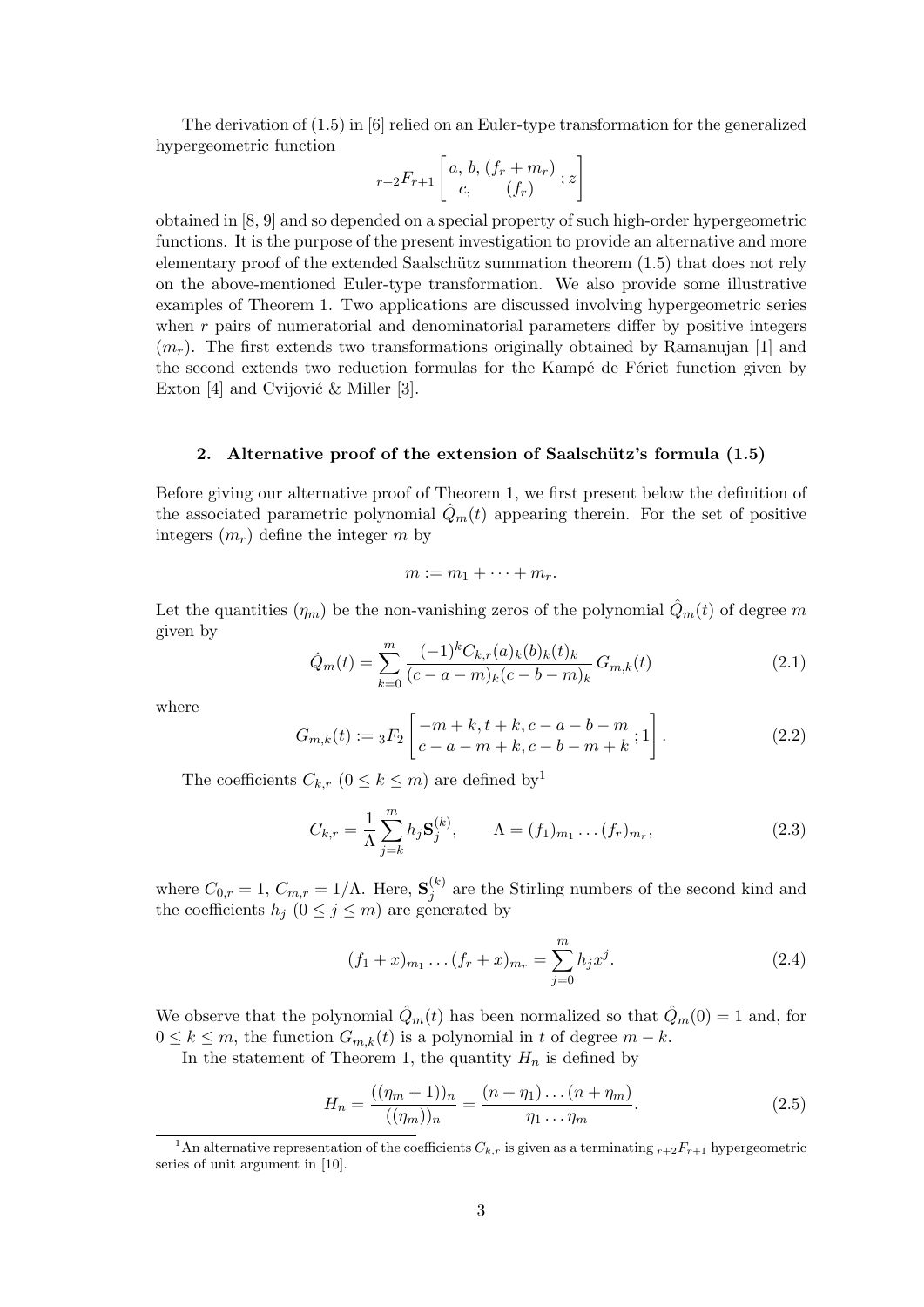The derivation of (1.5) in [6] relied on an Euler-type transformation for the generalized hypergeometric function

$$
{}_{r+2}F_{r+1}\left[\begin{matrix} a,\, b,\, (f_r+m_r) \\ c, \qquad (f_r) \end{matrix}; z\right]
$$

obtained in [8, 9] and so depended on a special property of such high-order hypergeometric functions. It is the purpose of the present investigation to provide an alternative and more elementary proof of the extended Saalschütz summation theorem (1.5) that does not rely on the above-mentioned Euler-type transformation. We also provide some illustrative examples of Theorem 1. Two applications are discussed involving hypergeometric series when $r$ pairs of numeratorial and denominatorial parameters differ by positive integers $(m_r)$. The first extends two transformations originally obtained by Ramanujan [1] and the second extends two reduction formulas for the Kampé de Fériet function given by Exton [4] and Cvijović & Miller [3].

## 2. Alternative proof of the extension of Saalschütz's formula (1.5)

Before giving our alternative proof of Theorem 1, we first present below the definition of the associated parametric polynomial $\hat{Q}_m(t)$ appearing therein. For the set of positive integers $(m_r)$ define the integer $m$ by

$$
m := m_1 + \cdots + m_r.
$$

Let the quantities $(\eta_m)$ be the non-vanishing zeros of the polynomial $\hat{Q}_m(t)$ of degree $m$ given by

$$
\hat{Q}_m(t) = \sum_{k=0}^{m} \frac{(-1)^k C_{k,r}(a)_k(b)_k(t)_k}{(c-a-m)_k(c-b-m)_k}\, G_{m,k}(t) \tag{2.1}
$$

where

$$
G_{m,k}(t) := {}_3F_2\left[\begin{matrix} -m+k, t+k, c-a-b-m \\ c-a-m+k, c-b-m+k \end{matrix}; 1\right]. \tag{2.2}
$$

The coefficients $C_{k,r}$ $(0 \le k \le m)$ are defined by[1]

$$
C_{k,r} = \frac{1}{\Lambda}\sum_{j=k}^{m} h_j \mathbf{S}_j^{(k)}, \qquad \Lambda = (f_1)_{m_1}\ldots(f_r)_{m_r}, \tag{2.3}
$$

where $C_{0,r}=1$, $C_{m,r}=1/\Lambda$. Here, $\mathbf{S}_j^{(k)}$ are the Stirling numbers of the second kind and the coefficients $h_j$ $(0 \le j \le m)$ are generated by

$$
(f_1+x)_{m_1}\ldots(f_r+x)_{m_r} = \sum_{j=0}^{m} h_j x^j. \tag{2.4}
$$

We observe that the polynomial $\hat{Q}_m(t)$ has been normalized so that $\hat{Q}_m(0)=1$ and, for $0 \le k \le m$, the function $G_{m,k}(t)$ is a polynomial in $t$ of degree $m-k$.

In the statement of Theorem 1, the quantity $H_n$ is defined by

$$
H_n = \frac{((\eta_m+1))_n}{((\eta_m))_n} = \frac{(n+\eta_1)\ldots(n+\eta_m)}{\eta_1\ldots\eta_m}. \tag{2.5}
$$

[1] An alternative representation of the coefficients $C_{k,r}$ is given as a terminating ${}_{r+2}F_{r+1}$ hypergeometric series of unit argument in [10].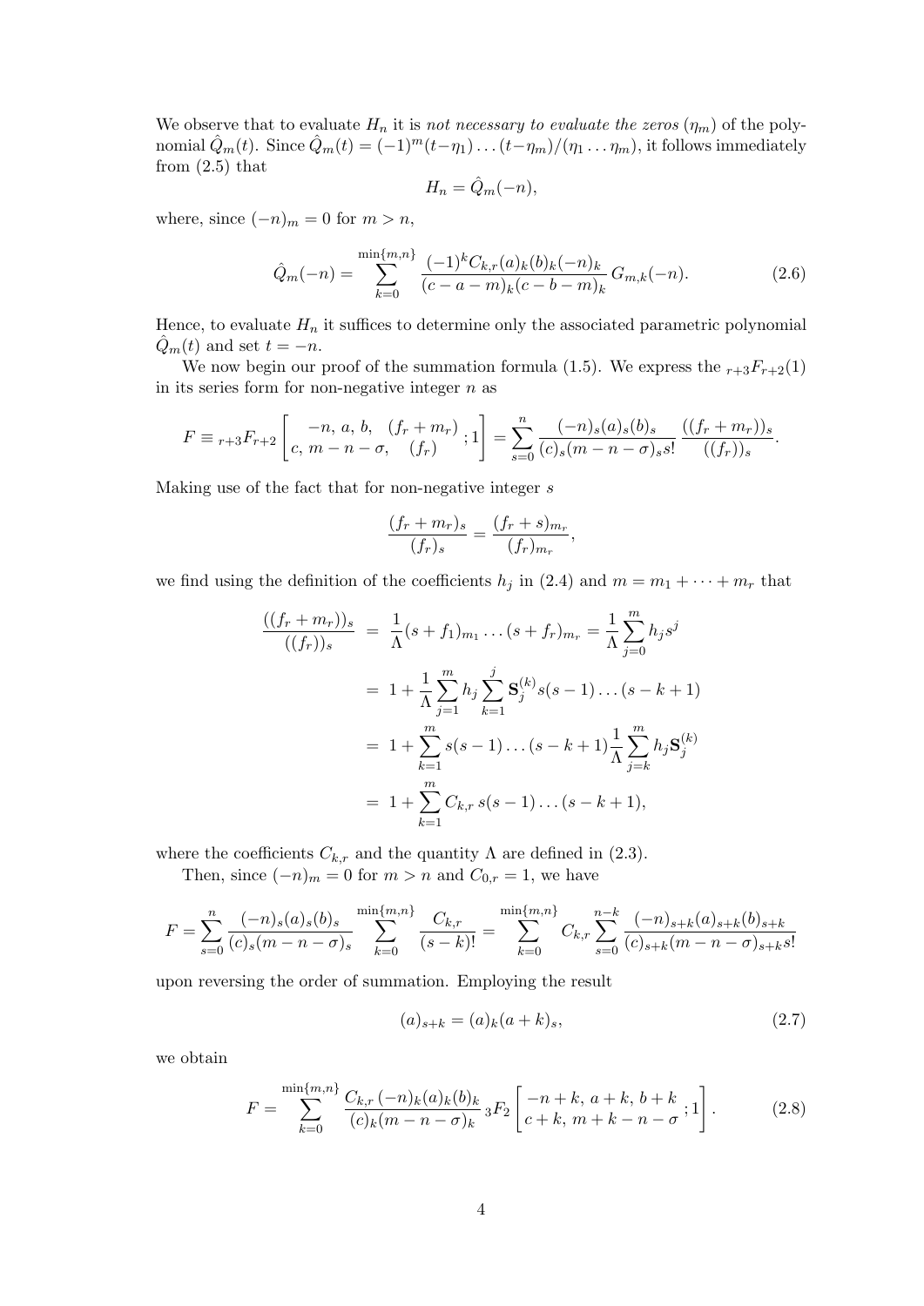We observe that to evaluate $H_n$ it is *not necessary to evaluate the zeros* $(\eta_m)$ of the polynomial $\hat{Q}_m(t)$. Since $\hat{Q}_m(t) = (-1)^m(t-\eta_1)\ldots(t-\eta_m)/(\eta_1\ldots\eta_m)$, it follows immediately from (2.5) that

$$H_n = \hat{Q}_m(-n),$$

where, since $(-n)_m = 0$ for $m > n$,

$$\hat{Q}_m(-n) = \sum_{k=0}^{\min\{m,n\}} \frac{(-1)^k C_{k,r}(a)_k(b)_k(-n)_k}{(c-a-m)_k(c-b-m)_k}\, G_{m,k}(-n). \tag{2.6}$$

Hence, to evaluate $H_n$ it suffices to determine only the associated parametric polynomial $\hat{Q}_m(t)$ and set $t = -n$.

We now begin our proof of the summation formula (1.5). We express the ${}_{r+3}F_{r+2}(1)$ in its series form for non-negative integer $n$ as

$$F \equiv {}_{r+3}F_{r+2}\left[\begin{matrix} -n,\, a,\, b,\;\; (f_r+m_r) \\ c,\, m-n-\sigma,\;\; (f_r) \end{matrix};1\right] = \sum_{s=0}^{n} \frac{(-n)_s(a)_s(b)_s}{(c)_s(m-n-\sigma)_s s!}\,\frac{((f_r+m_r))_s}{((f_r))_s}.$$

Making use of the fact that for non-negative integer $s$

$$\frac{(f_r+m_r)_s}{(f_r)_s} = \frac{(f_r+s)_{m_r}}{(f_r)_{m_r}},$$

we find using the definition of the coefficients $h_j$ in (2.4) and $m = m_1 + \cdots + m_r$ that

$$\begin{aligned}
\frac{((f_r+m_r))_s}{((f_r))_s} &= \frac{1}{\Lambda}(s+f_1)_{m_1}\ldots(s+f_r)_{m_r} = \frac{1}{\Lambda}\sum_{j=0}^{m} h_j s^j \\
&= 1 + \frac{1}{\Lambda}\sum_{j=1}^{m} h_j \sum_{k=1}^{j} \mathbf{S}_j^{(k)} s(s-1)\ldots(s-k+1) \\
&= 1 + \sum_{k=1}^{m} s(s-1)\ldots(s-k+1)\frac{1}{\Lambda}\sum_{j=k}^{m} h_j \mathbf{S}_j^{(k)} \\
&= 1 + \sum_{k=1}^{m} C_{k,r}\, s(s-1)\ldots(s-k+1),
\end{aligned}$$

where the coefficients $C_{k,r}$ and the quantity $\Lambda$ are defined in (2.3).

Then, since $(-n)_m = 0$ for $m > n$ and $C_{0,r} = 1$, we have

$$F = \sum_{s=0}^{n} \frac{(-n)_s(a)_s(b)_s}{(c)_s(m-n-\sigma)_s} \sum_{k=0}^{\min\{m,n\}} \frac{C_{k,r}}{(s-k)!} = \sum_{k=0}^{\min\{m,n\}} C_{k,r} \sum_{s=0}^{n-k} \frac{(-n)_{s+k}(a)_{s+k}(b)_{s+k}}{(c)_{s+k}(m-n-\sigma)_{s+k}s!}$$

upon reversing the order of summation. Employing the result

$$(a)_{s+k} = (a)_k(a+k)_s, \tag{2.7}$$

we obtain

$$F = \sum_{k=0}^{\min\{m,n\}} \frac{C_{k,r}\,(-n)_k(a)_k(b)_k}{(c)_k(m-n-\sigma)_k}\, {}_3F_2\left[\begin{matrix} -n+k,\, a+k,\, b+k \\ c+k,\, m+k-n-\sigma \end{matrix};1\right]. \tag{2.8}$$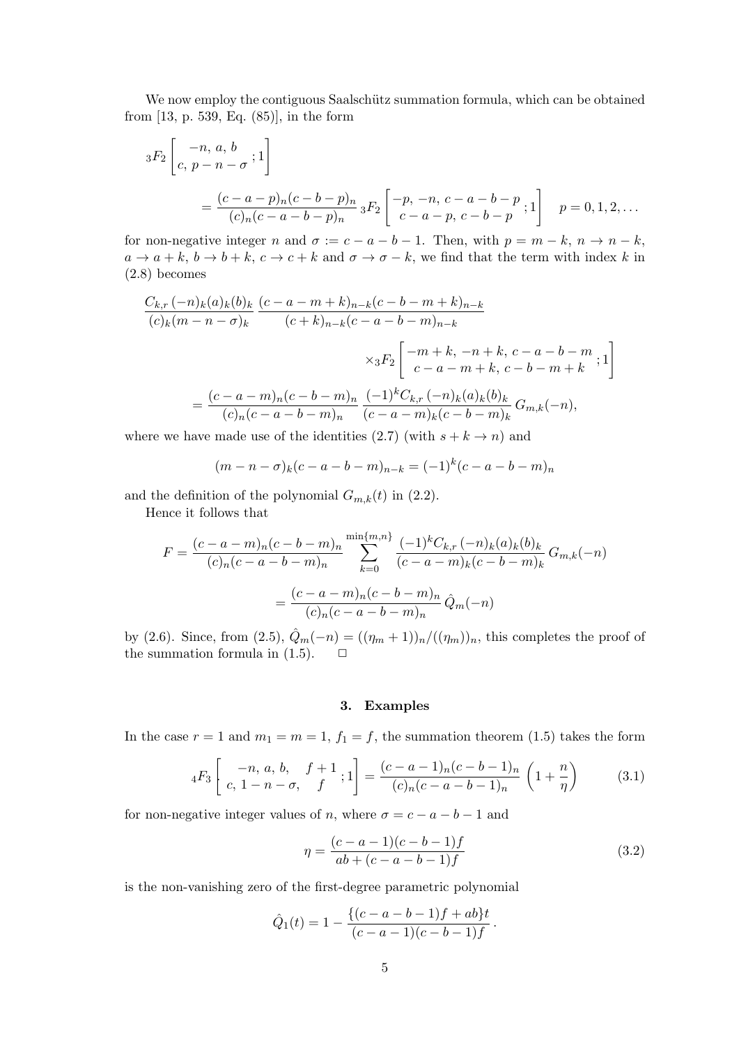We now employ the contiguous Saalschütz summation formula, which can be obtained from [13, p. 539, Eq. (85)], in the form

$$
{}_3F_2\left[\begin{matrix}-n,\,a,\,b\\ c,\,p-n-\sigma\end{matrix};1\right]
$$

$$
=\frac{(c-a-p)_n(c-b-p)_n}{(c)_n(c-a-b-p)_n}\,{}_3F_2\left[\begin{matrix}-p,\,-n,\,c-a-b-p\\ c-a-p,\,c-b-p\end{matrix};1\right]\quad p=0,1,2,\ldots
$$

for non-negative integer $n$ and $\sigma := c-a-b-1$. Then, with $p=m-k$, $n\to n-k$, $a\to a+k$, $b\to b+k$, $c\to c+k$ and $\sigma\to\sigma-k$, we find that the term with index $k$ in (2.8) becomes

$$
\frac{C_{k,r}\,(-n)_k(a)_k(b)_k}{(c)_k(m-n-\sigma)_k}\,\frac{(c-a-m+k)_{n-k}(c-b-m+k)_{n-k}}{(c+k)_{n-k}(c-a-b-m)_{n-k}}
$$

$$
\times{}_3F_2\left[\begin{matrix}-m+k,\,-n+k,\,c-a-b-m\\ c-a-m+k,\,c-b-m+k\end{matrix};1\right]
$$

$$
=\frac{(c-a-m)_n(c-b-m)_n}{(c)_n(c-a-b-m)_n}\,\frac{(-1)^kC_{k,r}\,(-n)_k(a)_k(b)_k}{(c-a-m)_k(c-b-m)_k}\,G_{m,k}(-n),
$$

where we have made use of the identities (2.7) (with $s+k\to n$) and

$$
(m-n-\sigma)_k(c-a-b-m)_{n-k}=(-1)^k(c-a-b-m)_n
$$

and the definition of the polynomial $G_{m,k}(t)$ in (2.2).

Hence it follows that

$$
F=\frac{(c-a-m)_n(c-b-m)_n}{(c)_n(c-a-b-m)_n}\sum_{k=0}^{\min\{m,n\}}\frac{(-1)^kC_{k,r}\,(-n)_k(a)_k(b)_k}{(c-a-m)_k(c-b-m)_k}\,G_{m,k}(-n)
$$

$$
=\frac{(c-a-m)_n(c-b-m)_n}{(c)_n(c-a-b-m)_n}\,\hat{Q}_m(-n)
$$

by (2.6). Since, from (2.5), $\hat{Q}_m(-n)=((\eta_m+1))_n/((\eta_m))_n$, this completes the proof of the summation formula in (1.5). □

## 3. Examples

In the case $r=1$ and $m_1=m=1$, $f_1=f$, the summation theorem (1.5) takes the form

$$
{}_4F_3\left[\begin{matrix}-n,\,a,\,b,\quad f+1\\ c,\,1-n-\sigma,\quad f\end{matrix};1\right]=\frac{(c-a-1)_n(c-b-1)_n}{(c)_n(c-a-b-1)_n}\left(1+\frac{n}{\eta}\right)\tag{3.1}
$$

for non-negative integer values of $n$, where $\sigma=c-a-b-1$ and

$$
\eta=\frac{(c-a-1)(c-b-1)f}{ab+(c-a-b-1)f}\tag{3.2}
$$

is the non-vanishing zero of the first-degree parametric polynomial

$$
\hat{Q}_1(t)=1-\frac{\{(c-a-b-1)f+ab\}t}{(c-a-1)(c-b-1)f}\,.
$$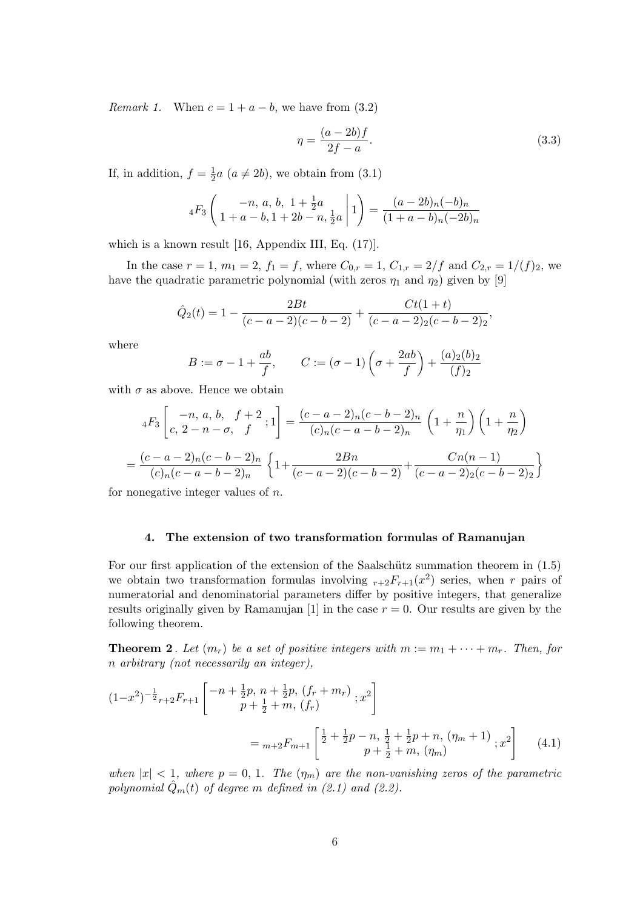*Remark 1.* When $c = 1 + a - b$, we have from (3.2)

$$\eta = \frac{(a-2b)f}{2f-a}. \tag{3.3}$$

If, in addition, $f = \frac{1}{2}a$ ($a \neq 2b$), we obtain from (3.1)

$${}_4F_3\left(\begin{array}{c} -n,\, a,\, b,\, 1+\frac{1}{2}a \\ 1+a-b, 1+2b-n, \frac{1}{2}a \end{array}\middle|\, 1\right) = \frac{(a-2b)_n(-b)_n}{(1+a-b)_n(-2b)_n}$$

which is a known result [16, Appendix III, Eq. (17)].

In the case $r = 1$, $m_1 = 2$, $f_1 = f$, where $C_{0,r} = 1$, $C_{1,r} = 2/f$ and $C_{2,r} = 1/(f)_2$, we have the quadratic parametric polynomial (with zeros $\eta_1$ and $\eta_2$) given by [9]

$$\hat{Q}_2(t) = 1 - \frac{2Bt}{(c-a-2)(c-b-2)} + \frac{Ct(1+t)}{(c-a-2)_2(c-b-2)_2},$$

where

$$B := \sigma - 1 + \frac{ab}{f}, \qquad C := (\sigma - 1)\left(\sigma + \frac{2ab}{f}\right) + \frac{(a)_2(b)_2}{(f)_2}$$

with $\sigma$ as above. Hence we obtain

$${}_4F_3\left[\begin{array}{c} -n,\, a,\, b,\quad f+2 \\ c,\, 2-n-\sigma,\quad f \end{array};1\right] = \frac{(c-a-2)_n(c-b-2)_n}{(c)_n(c-a-b-2)_n}\left(1+\frac{n}{\eta_1}\right)\left(1+\frac{n}{\eta_2}\right)$$

$$= \frac{(c-a-2)_n(c-b-2)_n}{(c)_n(c-a-b-2)_n}\left\{1 + \frac{2Bn}{(c-a-2)(c-b-2)} + \frac{Cn(n-1)}{(c-a-2)_2(c-b-2)_2}\right\}$$

for nonnegative integer values of $n$.

## 4. The extension of two transformation formulas of Ramanujan

For our first application of the extension of the Saalschütz summation theorem in (1.5) we obtain two transformation formulas involving ${}_{r+2}F_{r+1}(x^2)$ series, when $r$ pairs of numeratorial and denominatorial parameters differ by positive integers, that generalize results originally given by Ramanujan [1] in the case $r = 0$. Our results are given by the following theorem.

**Theorem 2** . *Let $(m_r)$ be a set of positive integers with $m := m_1 + \cdots + m_r$. Then, for $n$ arbitrary (not necessarily an integer),*

$$(1-x^2)^{-\frac{1}{2}}{}_{r+2}F_{r+1}\left[\begin{array}{c} -n+\frac{1}{2}p,\, n+\frac{1}{2}p,\, (f_r+m_r) \\ p+\frac{1}{2}+m,\, (f_r) \end{array};x^2\right]$$

$$= {}_{m+2}F_{m+1}\left[\begin{array}{c} \frac{1}{2}+\frac{1}{2}p-n,\, \frac{1}{2}+\frac{1}{2}p+n,\, (\eta_m+1) \\ p+\frac{1}{2}+m,\, (\eta_m) \end{array};x^2\right] \tag{4.1}$$

*when $|x| < 1$, where $p = 0, 1$. The $(\eta_m)$ are the non-vanishing zeros of the parametric polynomial $\hat{Q}_m(t)$ of degree $m$ defined in (2.1) and (2.2).*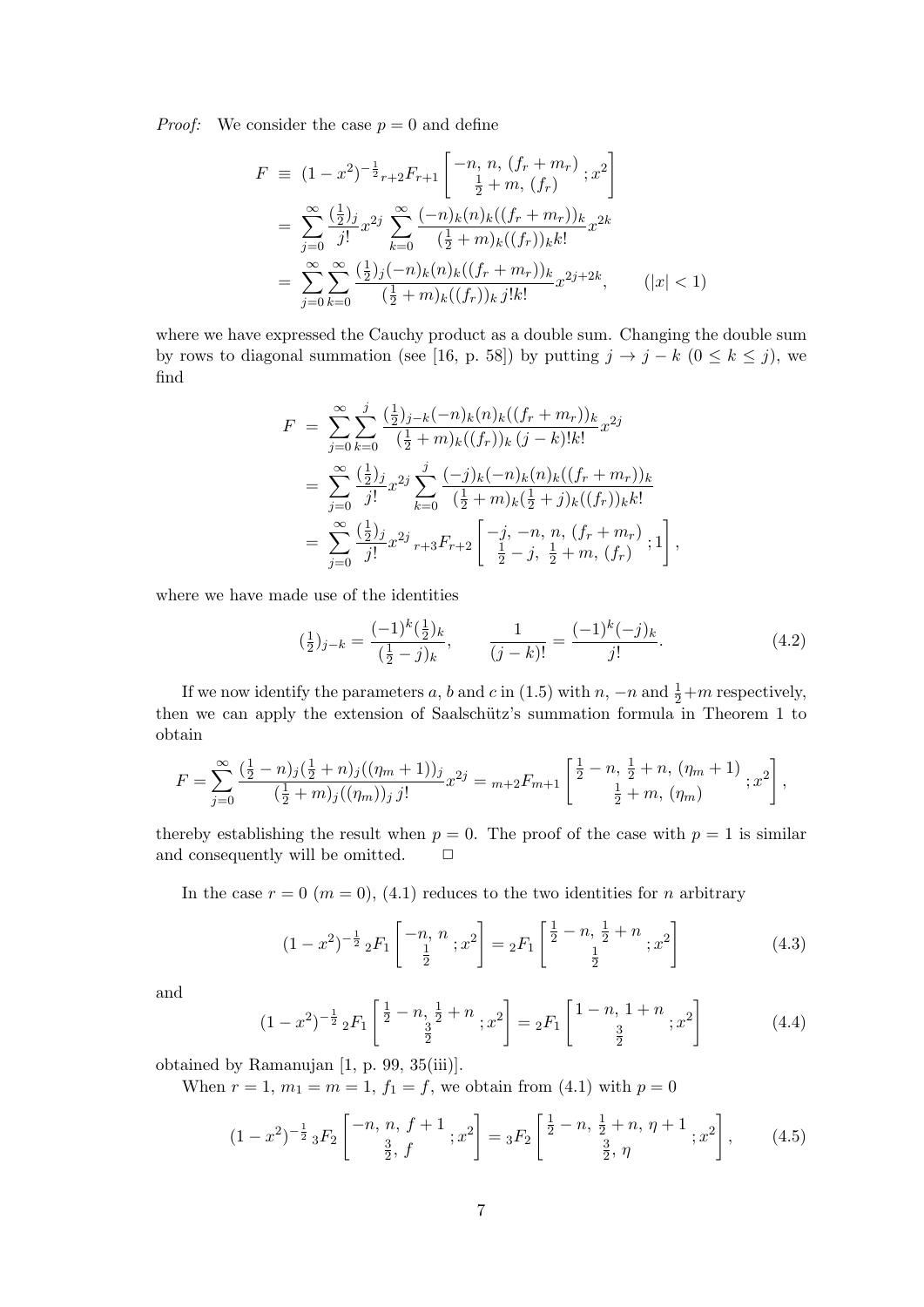*Proof:* We consider the case $p = 0$ and define

$$
\begin{aligned}
F &\equiv (1-x^2)^{-\frac{1}{2}}{}_{r+2}F_{r+1}\left[\begin{array}{c}-n,\, n,\, (f_r+m_r)\\ \frac{1}{2}+m,\, (f_r)\end{array};x^2\right]\\
&= \sum_{j=0}^{\infty}\frac{(\frac{1}{2})_j}{j!}x^{2j}\sum_{k=0}^{\infty}\frac{(-n)_k(n)_k((f_r+m_r))_k}{(\frac{1}{2}+m)_k((f_r))_k k!}x^{2k}\\
&= \sum_{j=0}^{\infty}\sum_{k=0}^{\infty}\frac{(\frac{1}{2})_j(-n)_k(n)_k((f_r+m_r))_k}{(\frac{1}{2}+m)_k((f_r))_k\, j!k!}x^{2j+2k}, \qquad (|x|<1)
\end{aligned}
$$

where we have expressed the Cauchy product as a double sum. Changing the double sum by rows to diagonal summation (see [16, p. 58]) by putting $j \to j-k$ $(0 \le k \le j)$, we find

$$
\begin{aligned}
F &= \sum_{j=0}^{\infty}\sum_{k=0}^{j}\frac{(\frac{1}{2})_{j-k}(-n)_k(n)_k((f_r+m_r))_k}{(\frac{1}{2}+m)_k((f_r))_k\,(j-k)!k!}x^{2j}\\
&= \sum_{j=0}^{\infty}\frac{(\frac{1}{2})_j}{j!}x^{2j}\sum_{k=0}^{j}\frac{(-j)_k(-n)_k(n)_k((f_r+m_r))_k}{(\frac{1}{2}+m)_k(\frac{1}{2}+j)_k((f_r))_k k!}\\
&= \sum_{j=0}^{\infty}\frac{(\frac{1}{2})_j}{j!}x^{2j}\,{}_{r+3}F_{r+2}\left[\begin{array}{c}-j,\, -n,\, n,\, (f_r+m_r)\\ \frac{1}{2}-j,\, \frac{1}{2}+m,\, (f_r)\end{array};1\right],
\end{aligned}
$$

where we have made use of the identities

$$
(\tfrac{1}{2})_{j-k} = \frac{(-1)^k(\frac{1}{2})_k}{(\frac{1}{2}-j)_k}, \qquad \frac{1}{(j-k)!} = \frac{(-1)^k(-j)_k}{j!}. \tag{4.2}
$$

If we now identify the parameters $a$, $b$ and $c$ in (1.5) with $n$, $-n$ and $\frac{1}{2}+m$ respectively, then we can apply the extension of Saalschütz's summation formula in Theorem 1 to obtain

$$
F = \sum_{j=0}^{\infty}\frac{(\frac{1}{2}-n)_j(\frac{1}{2}+n)_j((\eta_m+1))_j}{(\frac{1}{2}+m)_j((\eta_m))_j\, j!}x^{2j} = {}_{m+2}F_{m+1}\left[\begin{array}{c}\frac{1}{2}-n,\, \frac{1}{2}+n,\, (\eta_m+1)\\ \frac{1}{2}+m,\, (\eta_m)\end{array};x^2\right],
$$

thereby establishing the result when $p = 0$. The proof of the case with $p = 1$ is similar and consequently will be omitted. $\Box$

In the case $r = 0$ $(m = 0)$, (4.1) reduces to the two identities for $n$ arbitrary

$$
(1-x^2)^{-\frac{1}{2}}\,{}_2F_1\left[\begin{array}{c}-n,\, n\\ \frac{1}{2}\end{array};x^2\right] = {}_2F_1\left[\begin{array}{c}\frac{1}{2}-n,\, \frac{1}{2}+n\\ \frac{1}{2}\end{array};x^2\right] \tag{4.3}
$$

and

$$
(1-x^2)^{-\frac{1}{2}}\,{}_2F_1\left[\begin{array}{c}\frac{1}{2}-n,\, \frac{1}{2}+n\\ \frac{3}{2}\end{array};x^2\right] = {}_2F_1\left[\begin{array}{c}1-n,\, 1+n\\ \frac{3}{2}\end{array};x^2\right] \tag{4.4}
$$

obtained by Ramanujan [1, p. 99, 35(iii)].

When $r = 1$, $m_1 = m = 1$, $f_1 = f$, we obtain from (4.1) with $p = 0$

$$
(1-x^2)^{-\frac{1}{2}}\,{}_3F_2\left[\begin{array}{c}-n,\, n,\, f+1\\ \frac{3}{2},\, f\end{array};x^2\right] = {}_3F_2\left[\begin{array}{c}\frac{1}{2}-n,\, \frac{1}{2}+n,\, \eta+1\\ \frac{3}{2},\, \eta\end{array};x^2\right], \tag{4.5}
$$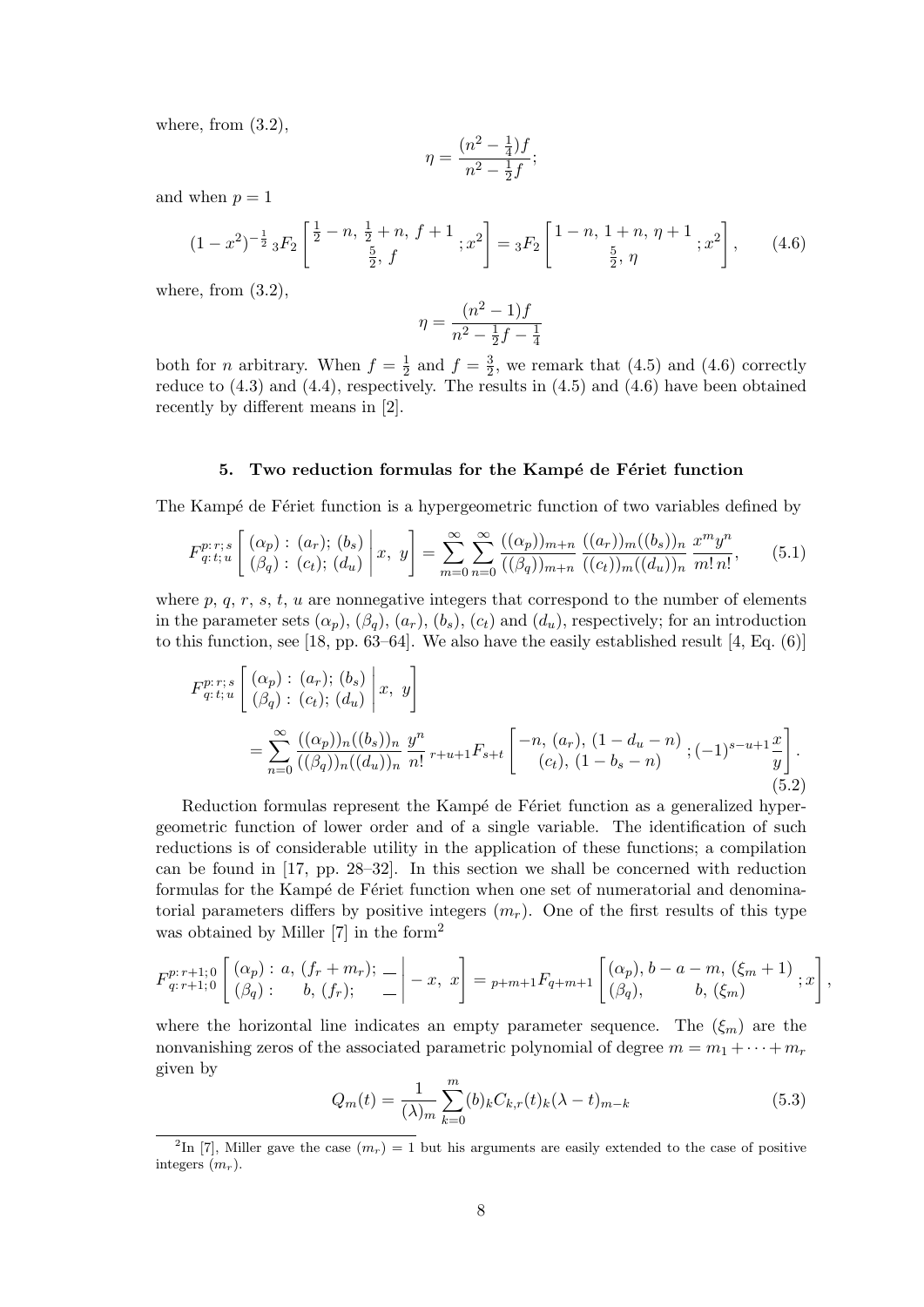where, from (3.2),

$$\eta = \frac{(n^2-\frac{1}{4})f}{n^2-\frac{1}{2}f};$$

and when $p=1$

$$(1-x^2)^{-\frac{1}{2}}\,{}_3F_2\left[\begin{matrix}\frac{1}{2}-n,\ \frac{1}{2}+n,\ f+1\\ \frac{5}{2},\ f\end{matrix};x^2\right] = {}_3F_2\left[\begin{matrix}1-n,\ 1+n,\ \eta+1\\ \frac{5}{2},\ \eta\end{matrix};x^2\right], \tag{4.6}$$

where, from (3.2),

$$\eta = \frac{(n^2-1)f}{n^2-\frac{1}{2}f-\frac{1}{4}}$$

both for $n$ arbitrary. When $f=\frac{1}{2}$ and $f=\frac{3}{2}$, we remark that (4.5) and (4.6) correctly reduce to (4.3) and (4.4), respectively. The results in (4.5) and (4.6) have been obtained recently by different means in [2].

## 5. Two reduction formulas for the Kampé de Fériet function

The Kampé de Fériet function is a hypergeometric function of two variables defined by

$$F^{p:r;s}_{q:t;u}\left[\begin{matrix}(\alpha_p):\,(a_r);\,(b_s)\\ (\beta_q):\,(c_t);\,(d_u)\end{matrix}\,\middle|\,x,\ y\right] = \sum_{m=0}^{\infty}\sum_{n=0}^{\infty}\frac{((\alpha_p))_{m+n}}{((\beta_q))_{m+n}}\frac{((a_r))_m((b_s))_n}{((c_t))_m((d_u))_n}\frac{x^my^n}{m!\,n!}, \tag{5.1}$$

where $p$, $q$, $r$, $s$, $t$, $u$ are nonnegative integers that correspond to the number of elements in the parameter sets $(\alpha_p)$, $(\beta_q)$, $(a_r)$, $(b_s)$, $(c_t)$ and $(d_u)$, respectively; for an introduction to this function, see [18, pp. 63–64]. We also have the easily established result [4, Eq. (6)]

$$F^{p:r;s}_{q:t;u}\left[\begin{matrix}(\alpha_p):\,(a_r);\,(b_s)\\ (\beta_q):\,(c_t);\,(d_u)\end{matrix}\,\middle|\,x,\ y\right]$$
$$= \sum_{n=0}^{\infty}\frac{((\alpha_p))_n((b_s))_n}{((\beta_q))_n((d_u))_n}\frac{y^n}{n!}\,{}_{r+u+1}F_{s+t}\left[\begin{matrix}-n,\,(a_r),\,(1-d_u-n)\\ (c_t),\,(1-b_s-n)\end{matrix};(-1)^{s-u+1}\frac{x}{y}\right]. \tag{5.2}$$

Reduction formulas represent the Kampé de Fériet function as a generalized hypergeometric function of lower order and of a single variable. The identification of such reductions is of considerable utility in the application of these functions; a compilation can be found in [17, pp. 28–32]. In this section we shall be concerned with reduction formulas for the Kampé de Fériet function when one set of numeratorial and denominatorial parameters differs by positive integers $(m_r)$. One of the first results of this type was obtained by Miller [7] in the form[2]

$$F^{p:r+1;0}_{q:r+1;0}\left[\begin{matrix}(\alpha_p):\,a,\,(f_r+m_r);\,-\\ (\beta_q):\quad b,\,(f_r);\quad -\end{matrix}\,\middle|\,-x,\ x\right] = {}_{p+m+1}F_{q+m+1}\left[\begin{matrix}(\alpha_p),\,b-a-m,\,(\xi_m+1)\\ (\beta_q),\qquad b,\,(\xi_m)\end{matrix};x\right],$$

where the horizontal line indicates an empty parameter sequence. The $(\xi_m)$ are the nonvanishing zeros of the associated parametric polynomial of degree $m=m_1+\cdots+m_r$ given by

$$Q_m(t) = \frac{1}{(\lambda)_m}\sum_{k=0}^{m}(b)_kC_{k,r}(t)_k(\lambda-t)_{m-k} \tag{5.3}$$

[2] In [7], Miller gave the case $(m_r)=1$ but his arguments are easily extended to the case of positive integers $(m_r)$.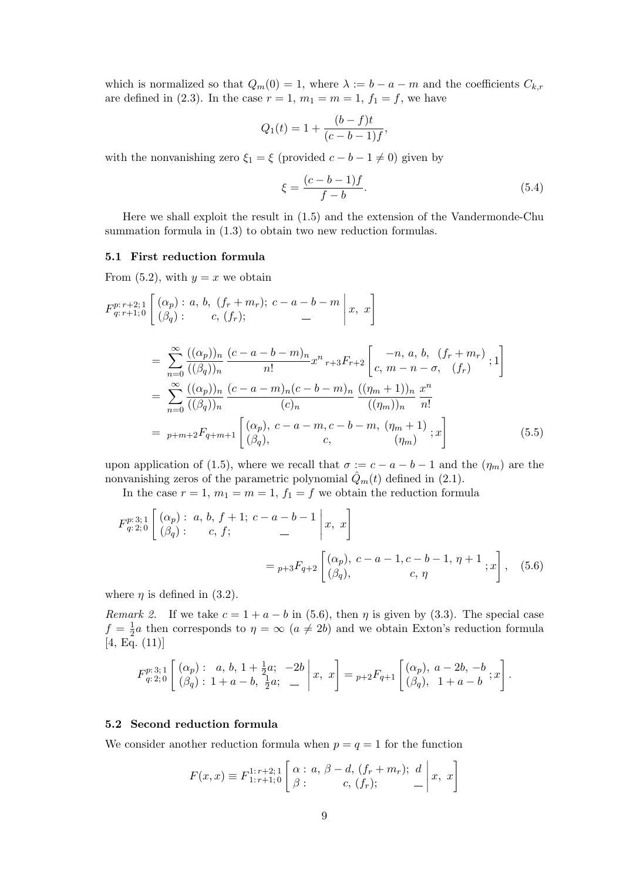which is normalized so that $Q_m(0) = 1$, where $\lambda := b - a - m$ and the coefficients $C_{k,r}$ are defined in (2.3). In the case $r = 1$, $m_1 = m = 1$, $f_1 = f$, we have

$$Q_1(t) = 1 + \frac{(b-f)t}{(c-b-1)f},$$

with the nonvanishing zero $\xi_1 = \xi$ (provided $c - b - 1 \neq 0$) given by

$$\xi = \frac{(c-b-1)f}{f-b}. \tag{5.4}$$

Here we shall exploit the result in (1.5) and the extension of the Vandermonde-Chu summation formula in (1.3) to obtain two new reduction formulas.

### 5.1 First reduction formula

From (5.2), with $y = x$ we obtain

$$\begin{aligned}
&F^{p:\,r+2;\,1}_{q:\,r+1;\,0}\left[\begin{array}{l} (\alpha_p):\ a,\ b,\ (f_r+m_r);\ c-a-b-m \\ (\beta_q):\qquad c,\ (f_r);\qquad\qquad — \end{array}\middle|\, x,\ x\right] \\
&\quad = \sum_{n=0}^{\infty}\frac{((\alpha_p))_n}{((\beta_q))_n}\,\frac{(c-a-b-m)_n}{n!}x^n\,{}_{r+3}F_{r+2}\left[\begin{array}{c} -n,\ a,\ b,\ (f_r+m_r) \\ c,\ m-n-\sigma,\ (f_r) \end{array};1\right] \\
&\quad = \sum_{n=0}^{\infty}\frac{((\alpha_p))_n}{((\beta_q))_n}\,\frac{(c-a-m)_n(c-b-m)_n}{(c)_n}\,\frac{((\eta_m+1))_n}{((\eta_m))_n}\,\frac{x^n}{n!} \\
&\quad = {}_{p+m+2}F_{q+m+1}\left[\begin{array}{c} (\alpha_p),\ c-a-m, c-b-m,\ (\eta_m+1) \\ (\beta_q),\qquad c,\qquad (\eta_m) \end{array};x\right]
\end{aligned} \tag{5.5}$$

upon application of (1.5), where we recall that $\sigma := c - a - b - 1$ and the $(\eta_m)$ are the nonvanishing zeros of the parametric polynomial $\hat{Q}_m(t)$ defined in (2.1).

In the case $r = 1$, $m_1 = m = 1$, $f_1 = f$ we obtain the reduction formula

$$\begin{aligned}
&F^{p:\,3;\,1}_{q:\,2;\,0}\left[\begin{array}{l} (\alpha_p):\ a,\ b,\ f+1;\ c-a-b-1 \\ (\beta_q):\qquad c,\ f;\qquad — \end{array}\middle|\, x,\ x\right] \\
&\qquad\qquad = {}_{p+3}F_{q+2}\left[\begin{array}{c} (\alpha_p),\ c-a-1, c-b-1,\ \eta+1 \\ (\beta_q),\qquad c,\ \eta \end{array};x\right],
\end{aligned} \tag{5.6}$$

where $\eta$ is defined in (3.2).

*Remark 2.* If we take $c = 1 + a - b$ in (5.6), then $\eta$ is given by (3.3). The special case $f = \frac{1}{2}a$ then corresponds to $\eta = \infty$ ($a \neq 2b$) and we obtain Exton's reduction formula [4, Eq. (11)]

$$F^{p:\,3;\,1}_{q:\,2;\,0}\left[\begin{array}{l} (\alpha_p):\ \ a,\ b,\ 1+\frac{1}{2}a;\ \ -2b \\ (\beta_q):\ 1+a-b,\ \frac{1}{2}a;\ \ — \end{array}\middle|\, x,\ x\right] = {}_{p+2}F_{q+1}\left[\begin{array}{c} (\alpha_p),\ a-2b,\ -b \\ (\beta_q),\ \ 1+a-b \end{array};x\right].$$

### 5.2 Second reduction formula

We consider another reduction formula when $p = q = 1$ for the function

$$F(x,x) \equiv F^{1:\,r+2;\,1}_{1:\,r+1;\,0}\left[\begin{array}{l} \alpha:\ a,\ \beta-d,\ (f_r+m_r);\ d \\ \beta:\qquad c,\ (f_r);\qquad — \end{array}\middle|\, x,\ x\right]$$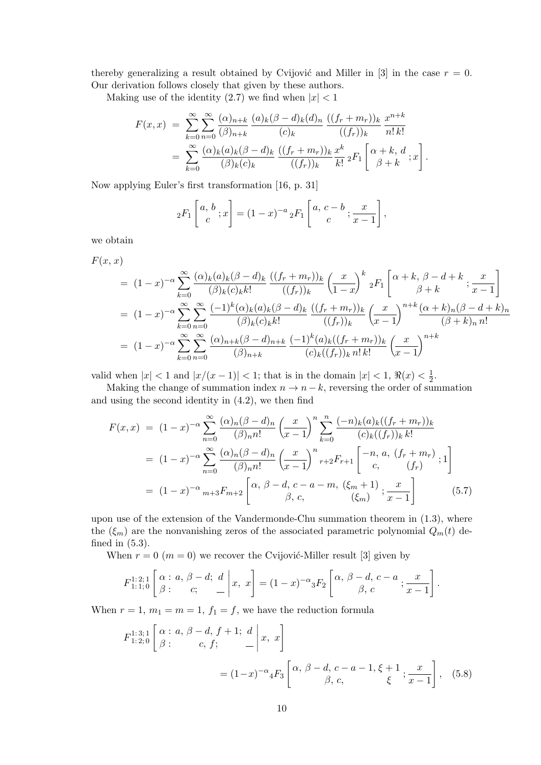thereby generalizing a result obtained by Cvijović and Miller in [3] in the case $r = 0$. Our derivation follows closely that given by these authors.

Making use of the identity (2.7) we find when $|x| < 1$

$$
\begin{aligned}
F(x,x) &= \sum_{k=0}^{\infty}\sum_{n=0}^{\infty} \frac{(\alpha)_{n+k}}{(\beta)_{n+k}} \frac{(a)_k(\beta-d)_k(d)_n}{(c)_k} \frac{((f_r+m_r))_k}{((f_r))_k} \frac{x^{n+k}}{n!\,k!} \\
&= \sum_{k=0}^{\infty} \frac{(\alpha)_k(a)_k(\beta-d)_k}{(\beta)_k(c)_k} \frac{((f_r+m_r))_k}{((f_r))_k} \frac{x^k}{k!}\, {}_2F_1\left[\begin{matrix}\alpha+k,\, d\\ \beta+k\end{matrix};x\right].
\end{aligned}
$$

Now applying Euler's first transformation [16, p. 31]

$$
{}_2F_1\left[\begin{matrix}a,\, b\\ c\end{matrix};x\right] = (1-x)^{-a}\, {}_2F_1\left[\begin{matrix}a,\, c-b\\ c\end{matrix};\frac{x}{x-1}\right],
$$

we obtain

$$
\begin{aligned}
F(x,x) &\\
&= (1-x)^{-\alpha} \sum_{k=0}^{\infty} \frac{(\alpha)_k(a)_k(\beta-d)_k}{(\beta)_k(c)_k k!} \frac{((f_r+m_r))_k}{((f_r))_k} \left(\frac{x}{1-x}\right)^k {}_2F_1\left[\begin{matrix}\alpha+k,\, \beta-d+k\\ \beta+k\end{matrix};\frac{x}{x-1}\right] \\
&= (1-x)^{-\alpha} \sum_{k=0}^{\infty}\sum_{n=0}^{\infty} \frac{(-1)^k(\alpha)_k(a)_k(\beta-d)_k}{(\beta)_k(c)_k k!} \frac{((f_r+m_r))_k}{((f_r))_k} \left(\frac{x}{x-1}\right)^{n+k} \frac{(\alpha+k)_n(\beta-d+k)_n}{(\beta+k)_n\, n!} \\
&= (1-x)^{-\alpha} \sum_{k=0}^{\infty}\sum_{n=0}^{\infty} \frac{(\alpha)_{n+k}(\beta-d)_{n+k}}{(\beta)_{n+k}} \frac{(-1)^k(a)_k((f_r+m_r))_k}{(c)_k((f_r))_k\, n!\, k!} \left(\frac{x}{x-1}\right)^{n+k}
\end{aligned}
$$

valid when $|x| < 1$ and $|x/(x-1)| < 1$; that is in the domain $|x| < 1$, $\Re(x) < \frac{1}{2}$.

Making the change of summation index $n \to n-k$, reversing the order of summation and using the second identity in (4.2), we then find

$$
\begin{aligned}
F(x,x) &= (1-x)^{-\alpha} \sum_{n=0}^{\infty} \frac{(\alpha)_n(\beta-d)_n}{(\beta)_n n!} \left(\frac{x}{x-1}\right)^n \sum_{k=0}^{n} \frac{(-n)_k(a)_k((f_r+m_r))_k}{(c)_k((f_r))_k\, k!} \\
&= (1-x)^{-\alpha} \sum_{n=0}^{\infty} \frac{(\alpha)_n(\beta-d)_n}{(\beta)_n n!} \left(\frac{x}{x-1}\right)^n {}_{r+2}F_{r+1}\left[\begin{matrix}-n,\, a,\, (f_r+m_r)\\ c,\quad (f_r)\end{matrix};1\right] \\
&= (1-x)^{-\alpha}\, {}_{m+3}F_{m+2}\left[\begin{matrix}\alpha,\, \beta-d,\, c-a-m,\, (\xi_m+1)\\ \beta,\, c,\quad (\xi_m)\end{matrix};\frac{x}{x-1}\right] \qquad (5.7)
\end{aligned}
$$

upon use of the extension of the Vandermonde-Chu summation theorem in (1.3), where the $(\xi_m)$ are the nonvanishing zeros of the associated parametric polynomial $Q_m(t)$ defined in (5.3).

When $r = 0$ ($m = 0$) we recover the Cvijović-Miller result [3] given by

$$
F^{1:\,2;\,1}_{1:\,1;\,0}\left[\begin{matrix}\alpha:\, a,\, \beta-d;\, d\\ \beta:\quad c;\quad -\end{matrix}\,\middle|\, x,\, x\right] = (1-x)^{-\alpha}{}_3F_2\left[\begin{matrix}\alpha,\, \beta-d,\, c-a\\ \beta,\, c\end{matrix};\frac{x}{x-1}\right].
$$

When $r = 1$, $m_1 = m = 1$, $f_1 = f$, we have the reduction formula

$$
\begin{aligned}
&F^{1:\,3;\,1}_{1:\,2;\,0}\left[\begin{matrix}\alpha:\, a,\, \beta-d,\, f+1;\, d\\ \beta:\quad c,\, f;\quad -\end{matrix}\,\middle|\, x,\, x\right] \\
&\qquad\qquad = (1-x)^{-\alpha}{}_4F_3\left[\begin{matrix}\alpha,\, \beta-d,\, c-a-1,\, \xi+1\\ \beta,\, c,\quad \xi\end{matrix};\frac{x}{x-1}\right], \quad (5.8)
\end{aligned}
$$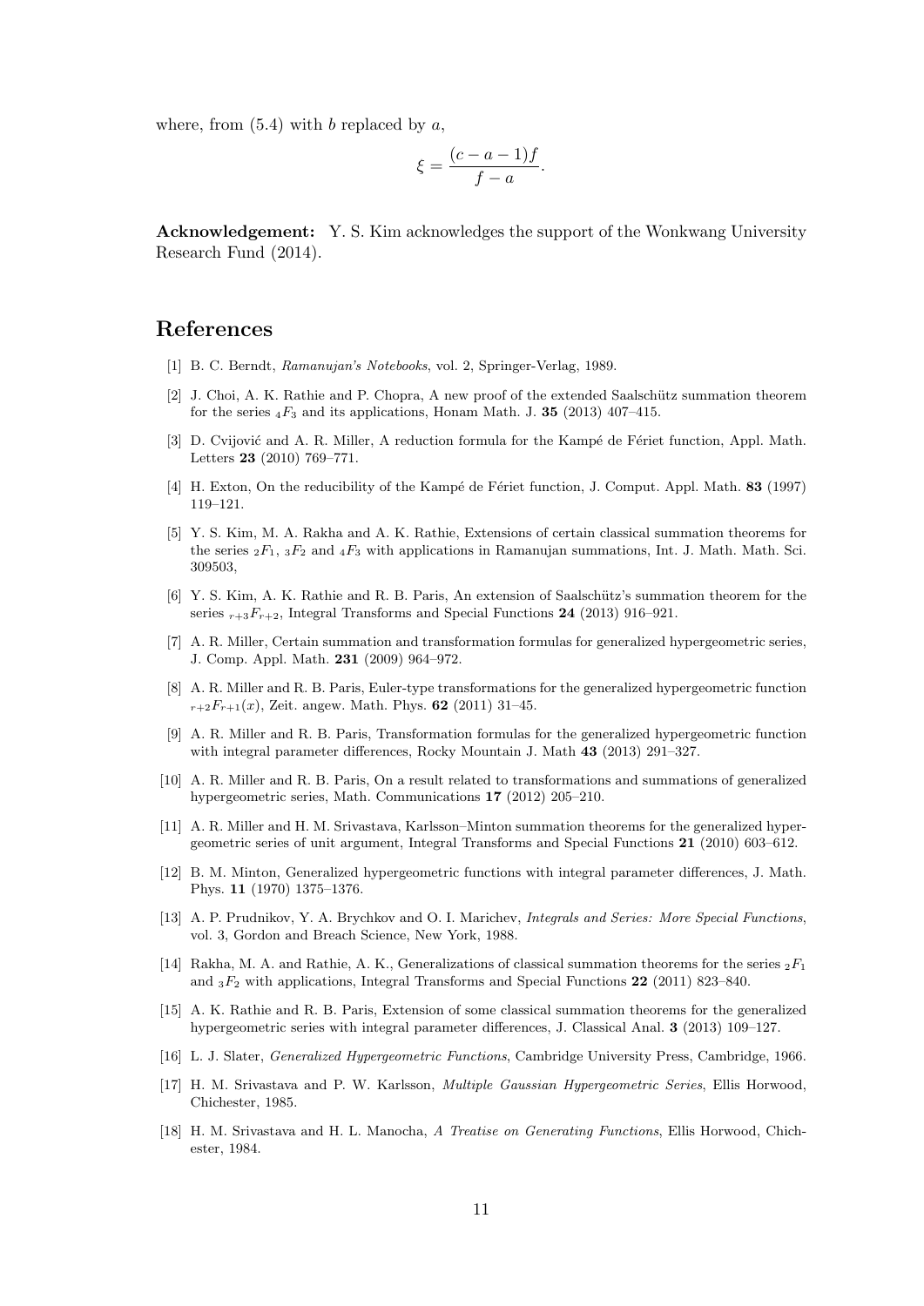where, from (5.4) with $b$ replaced by $a$,

$$\xi = \frac{(c-a-1)f}{f-a}.$$

**Acknowledgement:** Y. S. Kim acknowledges the support of the Wonkwang University Research Fund (2014).

## References

[1] B. C. Berndt, *Ramanujan's Notebooks*, vol. 2, Springer-Verlag, 1989.

[2] J. Choi, A. K. Rathie and P. Chopra, A new proof of the extended Saalschütz summation theorem for the series ${}_4F_3$ and its applications, Honam Math. J. **35** (2013) 407–415.

[3] D. Cvijović and A. R. Miller, A reduction formula for the Kampé de Fériet function, Appl. Math. Letters **23** (2010) 769–771.

[4] H. Exton, On the reducibility of the Kampé de Fériet function, J. Comput. Appl. Math. **83** (1997) 119–121.

[5] Y. S. Kim, M. A. Rakha and A. K. Rathie, Extensions of certain classical summation theorems for the series ${}_2F_1$, ${}_3F_2$ and ${}_4F_3$ with applications in Ramanujan summations, Int. J. Math. Math. Sci. 309503,

[6] Y. S. Kim, A. K. Rathie and R. B. Paris, An extension of Saalschütz's summation theorem for the series ${}_{r+3}F_{r+2}$, Integral Transforms and Special Functions **24** (2013) 916–921.

[7] A. R. Miller, Certain summation and transformation formulas for generalized hypergeometric series, J. Comp. Appl. Math. **231** (2009) 964–972.

[8] A. R. Miller and R. B. Paris, Euler-type transformations for the generalized hypergeometric function ${}_{r+2}F_{r+1}(x)$, Zeit. angew. Math. Phys. **62** (2011) 31–45.

[9] A. R. Miller and R. B. Paris, Transformation formulas for the generalized hypergeometric function with integral parameter differences, Rocky Mountain J. Math **43** (2013) 291–327.

[10] A. R. Miller and R. B. Paris, On a result related to transformations and summations of generalized hypergeometric series, Math. Communications **17** (2012) 205–210.

[11] A. R. Miller and H. M. Srivastava, Karlsson–Minton summation theorems for the generalized hypergeometric series of unit argument, Integral Transforms and Special Functions **21** (2010) 603–612.

[12] B. M. Minton, Generalized hypergeometric functions with integral parameter differences, J. Math. Phys. **11** (1970) 1375–1376.

[13] A. P. Prudnikov, Y. A. Brychkov and O. I. Marichev, *Integrals and Series: More Special Functions*, vol. 3, Gordon and Breach Science, New York, 1988.

[14] Rakha, M. A. and Rathie, A. K., Generalizations of classical summation theorems for the series ${}_2F_1$ and ${}_3F_2$ with applications, Integral Transforms and Special Functions **22** (2011) 823–840.

[15] A. K. Rathie and R. B. Paris, Extension of some classical summation theorems for the generalized hypergeometric series with integral parameter differences, J. Classical Anal. **3** (2013) 109–127.

[16] L. J. Slater, *Generalized Hypergeometric Functions*, Cambridge University Press, Cambridge, 1966.

[17] H. M. Srivastava and P. W. Karlsson, *Multiple Gaussian Hypergeometric Series*, Ellis Horwood, Chichester, 1985.

[18] H. M. Srivastava and H. L. Manocha, *A Treatise on Generating Functions*, Ellis Horwood, Chichester, 1984.